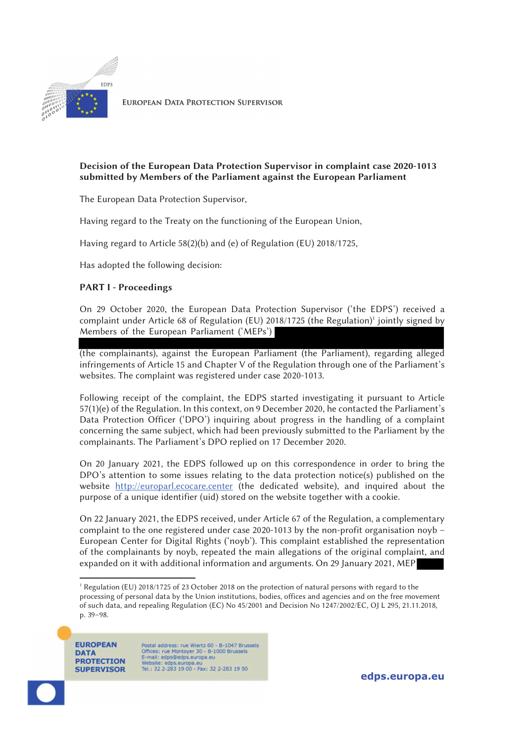**Decision of the European Data Protection Supervisor in complaint case 2020-1013 submitted by Members of the Parliament against the European Parliament**

The European Data Protection Supervisor,

Having regard to the Treaty on the functioning of the European Union,

Having regard to Article 58(2)(b) and (e) of Regulation (EU) 2018/1725,

Has adopted the following decision:

**PART I - Proceedings**

On 29 October 2020, the European Data Protection Supervisor ('the EDPS') received a complaint under Article 68 of Regulation (EU) 2018/1725 (the Regulation)[1] jointly signed by Members of the European Parliament ('MEPs') ██████████ (the complainants), against the European Parliament (the Parliament), regarding alleged infringements of Article 15 and Chapter V of the Regulation through one of the Parliament's websites. The complaint was registered under case 2020-1013.

Following receipt of the complaint, the EDPS started investigating it pursuant to Article 57(1)(e) of the Regulation. In this context, on 9 December 2020, he contacted the Parliament's Data Protection Officer ('DPO') inquiring about progress in the handling of a complaint concerning the same subject, which had been previously submitted to the Parliament by the complainants. The Parliament's DPO replied on 17 December 2020.

On 20 January 2021, the EDPS followed up on this correspondence in order to bring the DPO's attention to some issues relating to the data protection notice(s) published on the website http://europarl.ecocare.center (the dedicated website), and inquired about the purpose of a unique identifier (uid) stored on the website together with a cookie.

On 22 January 2021, the EDPS received, under Article 67 of the Regulation, a complementary complaint to the one registered under case 2020-1013 by the non-profit organisation noyb – European Center for Digital Rights ('noyb'). This complaint established the representation of the complainants by noyb, repeated the main allegations of the original complaint, and expanded on it with additional information and arguments. On 29 January 2021, MEP ██

[1] Regulation (EU) 2018/1725 of 23 October 2018 on the protection of natural persons with regard to the processing of personal data by the Union institutions, bodies, offices and agencies and on the free movement of such data, and repealing Regulation (EC) No 45/2001 and Decision No 1247/2002/EC, OJ L 295, 21.11.2018, p. 39–98.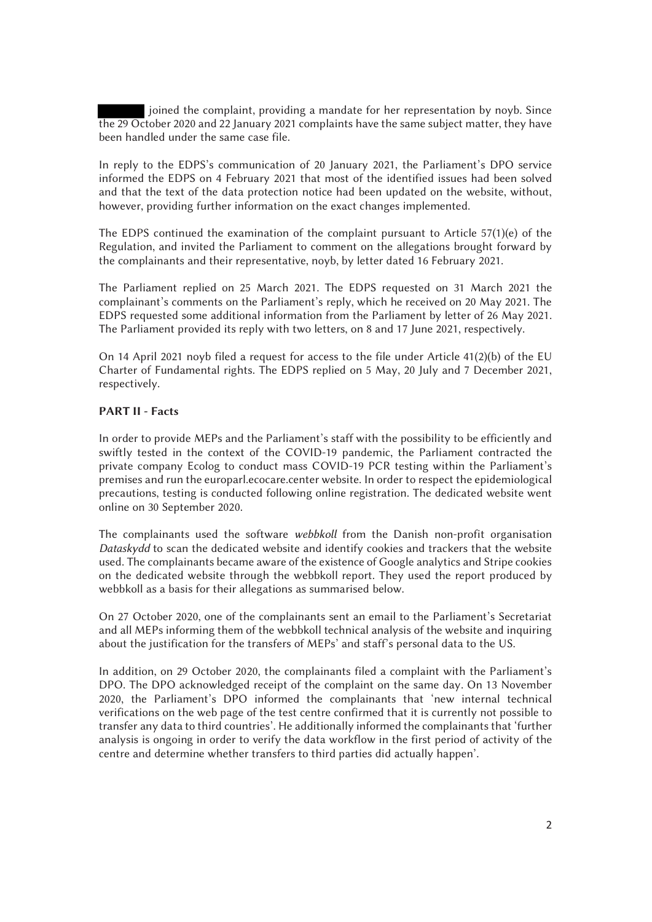joined the complaint, providing a mandate for her representation by noyb. Since the 29 October 2020 and 22 January 2021 complaints have the same subject matter, they have been handled under the same case file.

In reply to the EDPS's communication of 20 January 2021, the Parliament's DPO service informed the EDPS on 4 February 2021 that most of the identified issues had been solved and that the text of the data protection notice had been updated on the website, without, however, providing further information on the exact changes implemented.

The EDPS continued the examination of the complaint pursuant to Article 57(1)(e) of the Regulation, and invited the Parliament to comment on the allegations brought forward by the complainants and their representative, noyb, by letter dated 16 February 2021.

The Parliament replied on 25 March 2021. The EDPS requested on 31 March 2021 the complainant's comments on the Parliament's reply, which he received on 20 May 2021. The EDPS requested some additional information from the Parliament by letter of 26 May 2021. The Parliament provided its reply with two letters, on 8 and 17 June 2021, respectively.

On 14 April 2021 noyb filed a request for access to the file under Article 41(2)(b) of the EU Charter of Fundamental rights. The EDPS replied on 5 May, 20 July and 7 December 2021, respectively.

**PART II - Facts**

In order to provide MEPs and the Parliament's staff with the possibility to be efficiently and swiftly tested in the context of the COVID-19 pandemic, the Parliament contracted the private company Ecolog to conduct mass COVID-19 PCR testing within the Parliament's premises and run the europarl.ecocare.center website. In order to respect the epidemiological precautions, testing is conducted following online registration. The dedicated website went online on 30 September 2020.

The complainants used the software *webbkoll* from the Danish non-profit organisation *Dataskydd* to scan the dedicated website and identify cookies and trackers that the website used. The complainants became aware of the existence of Google analytics and Stripe cookies on the dedicated website through the webbkoll report. They used the report produced by webbkoll as a basis for their allegations as summarised below.

On 27 October 2020, one of the complainants sent an email to the Parliament's Secretariat and all MEPs informing them of the webbkoll technical analysis of the website and inquiring about the justification for the transfers of MEPs' and staff's personal data to the US.

In addition, on 29 October 2020, the complainants filed a complaint with the Parliament's DPO. The DPO acknowledged receipt of the complaint on the same day. On 13 November 2020, the Parliament's DPO informed the complainants that 'new internal technical verifications on the web page of the test centre confirmed that it is currently not possible to transfer any data to third countries'. He additionally informed the complainants that 'further analysis is ongoing in order to verify the data workflow in the first period of activity of the centre and determine whether transfers to third parties did actually happen'.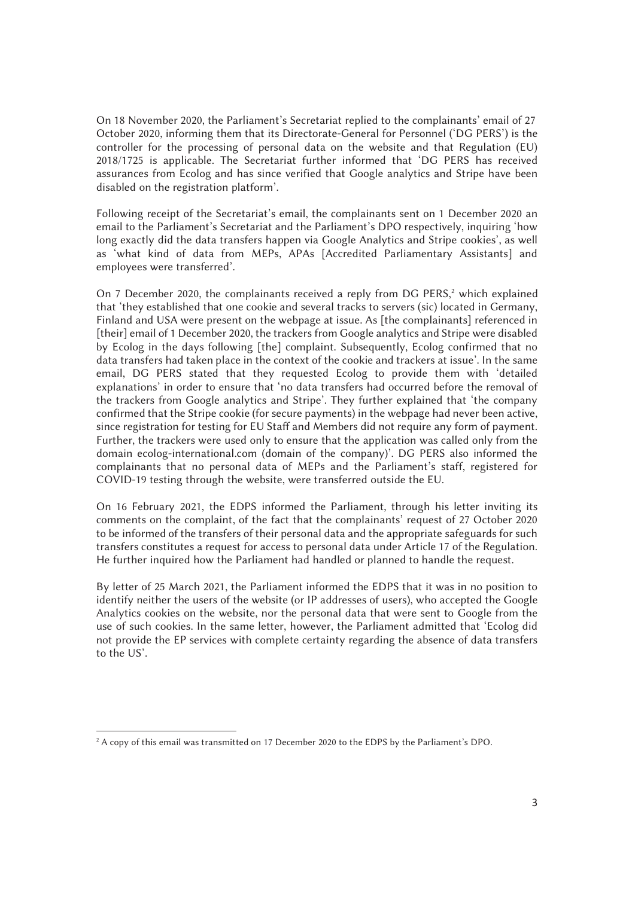On 18 November 2020, the Parliament's Secretariat replied to the complainants' email of 27 October 2020, informing them that its Directorate-General for Personnel ('DG PERS') is the controller for the processing of personal data on the website and that Regulation (EU) 2018/1725 is applicable. The Secretariat further informed that 'DG PERS has received assurances from Ecolog and has since verified that Google analytics and Stripe have been disabled on the registration platform'.

Following receipt of the Secretariat's email, the complainants sent on 1 December 2020 an email to the Parliament's Secretariat and the Parliament's DPO respectively, inquiring 'how long exactly did the data transfers happen via Google Analytics and Stripe cookies', as well as 'what kind of data from MEPs, APAs [Accredited Parliamentary Assistants] and employees were transferred'.

On 7 December 2020, the complainants received a reply from DG PERS,[2] which explained that 'they established that one cookie and several tracks to servers (sic) located in Germany, Finland and USA were present on the webpage at issue. As [the complainants] referenced in [their] email of 1 December 2020, the trackers from Google analytics and Stripe were disabled by Ecolog in the days following [the] complaint. Subsequently, Ecolog confirmed that no data transfers had taken place in the context of the cookie and trackers at issue'. In the same email, DG PERS stated that they requested Ecolog to provide them with 'detailed explanations' in order to ensure that 'no data transfers had occurred before the removal of the trackers from Google analytics and Stripe'. They further explained that 'the company confirmed that the Stripe cookie (for secure payments) in the webpage had never been active, since registration for testing for EU Staff and Members did not require any form of payment. Further, the trackers were used only to ensure that the application was called only from the domain ecolog-international.com (domain of the company)'. DG PERS also informed the complainants that no personal data of MEPs and the Parliament's staff, registered for COVID-19 testing through the website, were transferred outside the EU.

On 16 February 2021, the EDPS informed the Parliament, through his letter inviting its comments on the complaint, of the fact that the complainants' request of 27 October 2020 to be informed of the transfers of their personal data and the appropriate safeguards for such transfers constitutes a request for access to personal data under Article 17 of the Regulation. He further inquired how the Parliament had handled or planned to handle the request.

By letter of 25 March 2021, the Parliament informed the EDPS that it was in no position to identify neither the users of the website (or IP addresses of users), who accepted the Google Analytics cookies on the website, nor the personal data that were sent to Google from the use of such cookies. In the same letter, however, the Parliament admitted that 'Ecolog did not provide the EP services with complete certainty regarding the absence of data transfers to the US'.

[2] A copy of this email was transmitted on 17 December 2020 to the EDPS by the Parliament's DPO.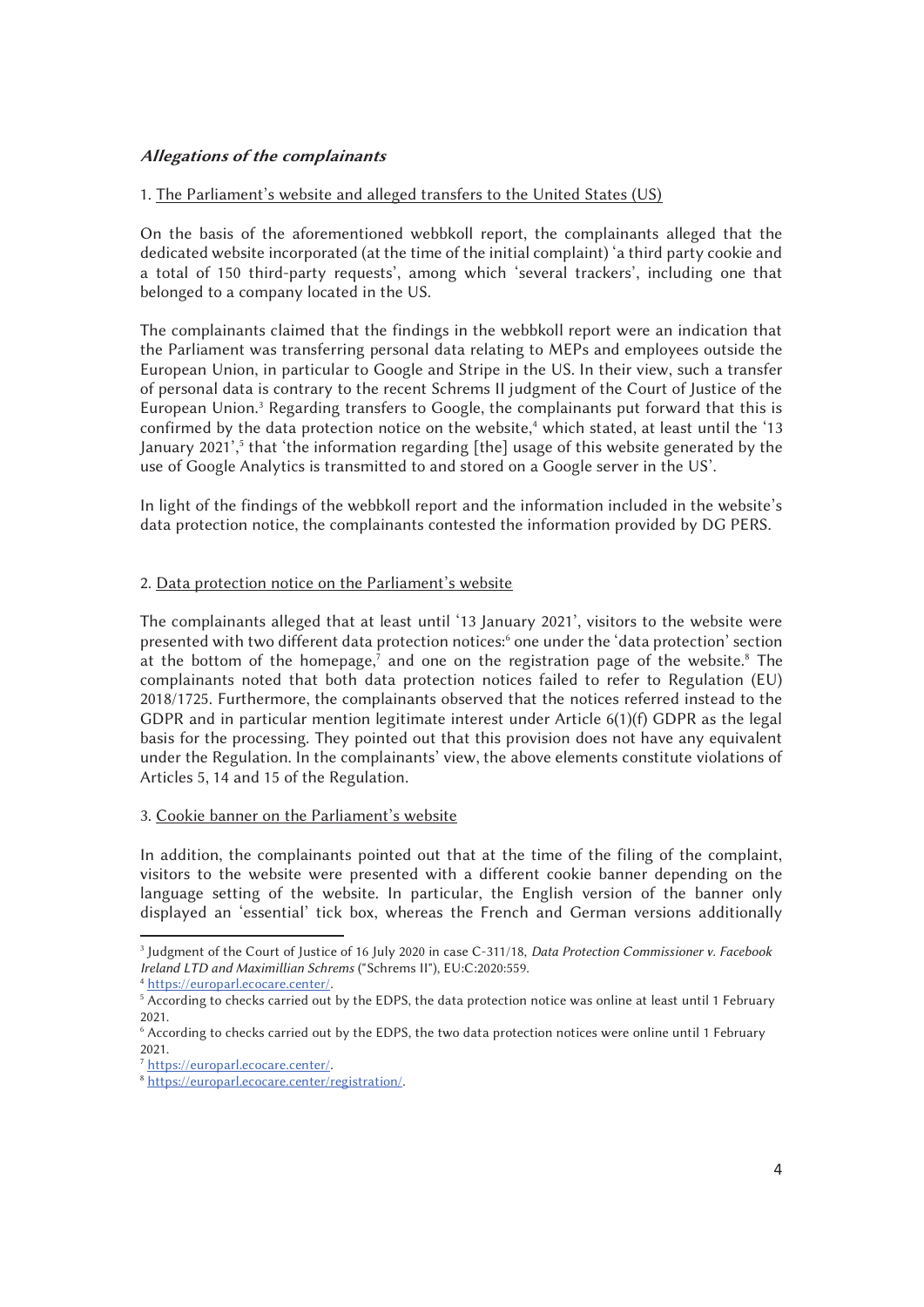### *Allegations of the complainants*

1. The Parliament's website and alleged transfers to the United States (US)

On the basis of the aforementioned webbkoll report, the complainants alleged that the dedicated website incorporated (at the time of the initial complaint) 'a third party cookie and a total of 150 third-party requests', among which 'several trackers', including one that belonged to a company located in the US.

The complainants claimed that the findings in the webbkoll report were an indication that the Parliament was transferring personal data relating to MEPs and employees outside the European Union, in particular to Google and Stripe in the US. In their view, such a transfer of personal data is contrary to the recent Schrems II judgment of the Court of Justice of the European Union.[3] Regarding transfers to Google, the complainants put forward that this is confirmed by the data protection notice on the website,[4] which stated, at least until the '13 January 2021',[5] that 'the information regarding [the] usage of this website generated by the use of Google Analytics is transmitted to and stored on a Google server in the US'.

In light of the findings of the webbkoll report and the information included in the website's data protection notice, the complainants contested the information provided by DG PERS.

2. Data protection notice on the Parliament's website

The complainants alleged that at least until '13 January 2021', visitors to the website were presented with two different data protection notices:[6] one under the 'data protection' section at the bottom of the homepage,[7] and one on the registration page of the website.[8] The complainants noted that both data protection notices failed to refer to Regulation (EU) 2018/1725. Furthermore, the complainants observed that the notices referred instead to the GDPR and in particular mention legitimate interest under Article 6(1)(f) GDPR as the legal basis for the processing. They pointed out that this provision does not have any equivalent under the Regulation. In the complainants' view, the above elements constitute violations of Articles 5, 14 and 15 of the Regulation.

3. Cookie banner on the Parliament's website

In addition, the complainants pointed out that at the time of the filing of the complaint, visitors to the website were presented with a different cookie banner depending on the language setting of the website. In particular, the English version of the banner only displayed an 'essential' tick box, whereas the French and German versions additionally

---

[3] Judgment of the Court of Justice of 16 July 2020 in case C-311/18, *Data Protection Commissioner v. Facebook Ireland LTD and Maximillian Schrems* ("Schrems II"), EU:C:2020:559.

[4] https://europarl.ecocare.center/.

[5] According to checks carried out by the EDPS, the data protection notice was online at least until 1 February 2021.

[6] According to checks carried out by the EDPS, the two data protection notices were online until 1 February 2021.

[7] https://europarl.ecocare.center/.

[8] https://europarl.ecocare.center/registration/.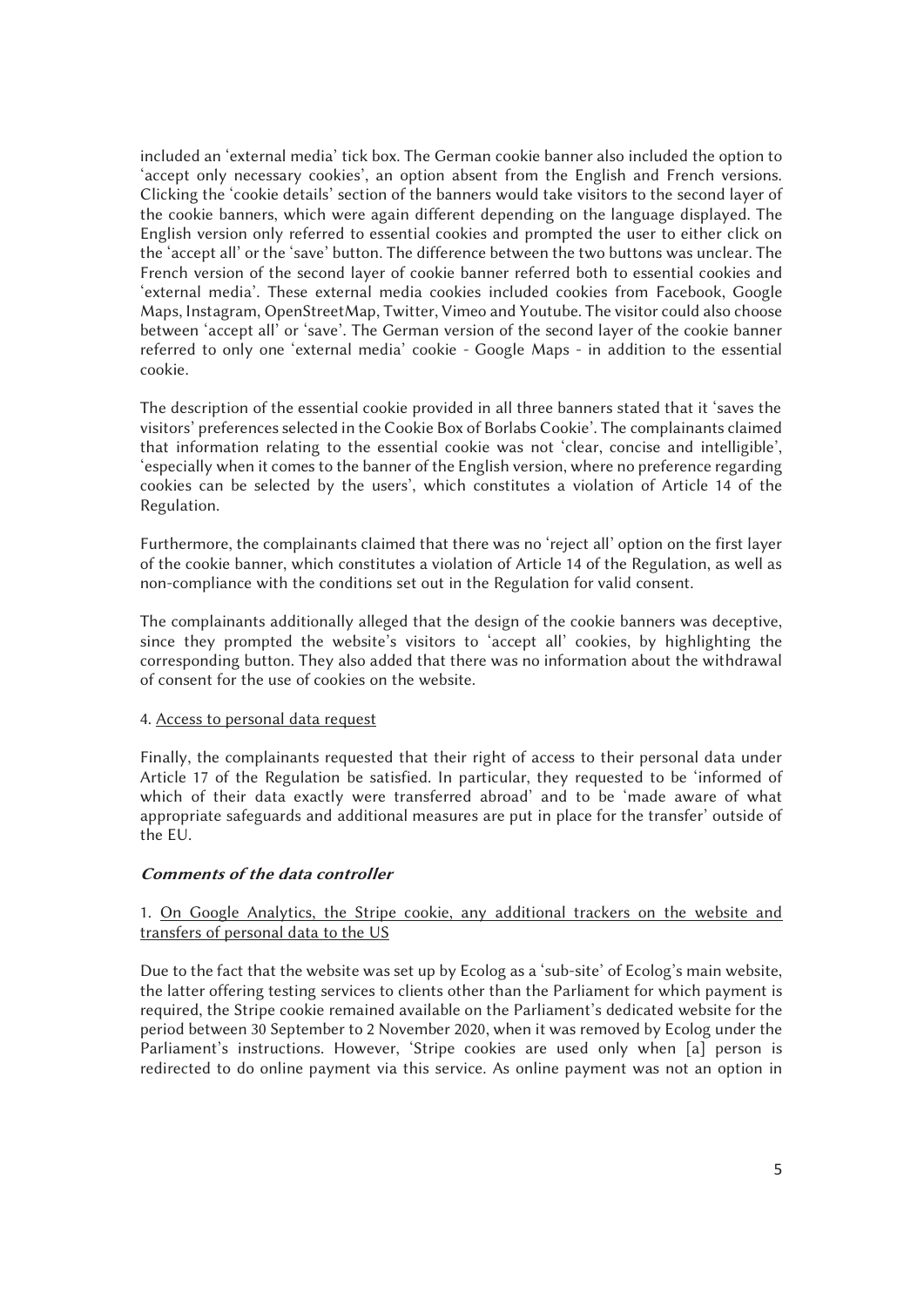included an 'external media' tick box. The German cookie banner also included the option to 'accept only necessary cookies', an option absent from the English and French versions. Clicking the 'cookie details' section of the banners would take visitors to the second layer of the cookie banners, which were again different depending on the language displayed. The English version only referred to essential cookies and prompted the user to either click on the 'accept all' or the 'save' button. The difference between the two buttons was unclear. The French version of the second layer of cookie banner referred both to essential cookies and 'external media'. These external media cookies included cookies from Facebook, Google Maps, Instagram, OpenStreetMap, Twitter, Vimeo and Youtube. The visitor could also choose between 'accept all' or 'save'. The German version of the second layer of the cookie banner referred to only one 'external media' cookie - Google Maps - in addition to the essential cookie.

The description of the essential cookie provided in all three banners stated that it 'saves the visitors' preferences selected in the Cookie Box of Borlabs Cookie'. The complainants claimed that information relating to the essential cookie was not 'clear, concise and intelligible', 'especially when it comes to the banner of the English version, where no preference regarding cookies can be selected by the users', which constitutes a violation of Article 14 of the Regulation.

Furthermore, the complainants claimed that there was no 'reject all' option on the first layer of the cookie banner, which constitutes a violation of Article 14 of the Regulation, as well as non-compliance with the conditions set out in the Regulation for valid consent.

The complainants additionally alleged that the design of the cookie banners was deceptive, since they prompted the website's visitors to 'accept all' cookies, by highlighting the corresponding button. They also added that there was no information about the withdrawal of consent for the use of cookies on the website.

4. <u>Access to personal data request</u>

Finally, the complainants requested that their right of access to their personal data under Article 17 of the Regulation be satisfied. In particular, they requested to be 'informed of which of their data exactly were transferred abroad' and to be 'made aware of what appropriate safeguards and additional measures are put in place for the transfer' outside of the EU.

### ***Comments of the data controller***

1. <u>On Google Analytics, the Stripe cookie, any additional trackers on the website and transfers of personal data to the US</u>

Due to the fact that the website was set up by Ecolog as a 'sub-site' of Ecolog's main website, the latter offering testing services to clients other than the Parliament for which payment is required, the Stripe cookie remained available on the Parliament's dedicated website for the period between 30 September to 2 November 2020, when it was removed by Ecolog under the Parliament's instructions. However, 'Stripe cookies are used only when [a] person is redirected to do online payment via this service. As online payment was not an option in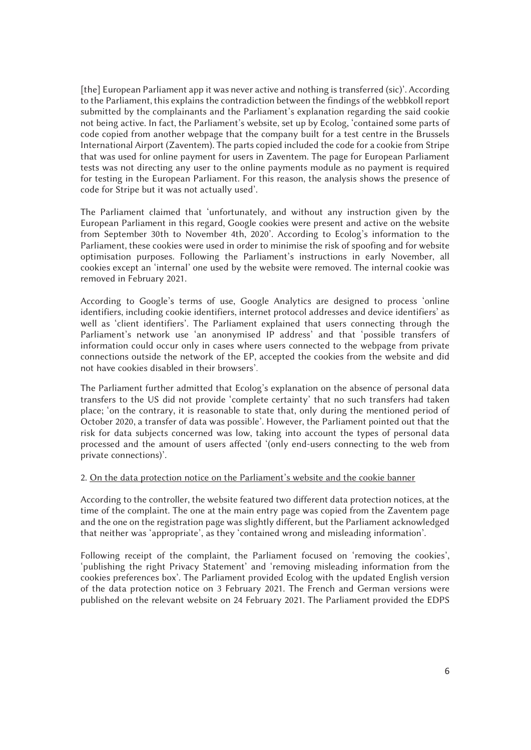[the] European Parliament app it was never active and nothing is transferred (sic)'. According to the Parliament, this explains the contradiction between the findings of the webbkoll report submitted by the complainants and the Parliament's explanation regarding the said cookie not being active. In fact, the Parliament's website, set up by Ecolog, 'contained some parts of code copied from another webpage that the company built for a test centre in the Brussels International Airport (Zaventem). The parts copied included the code for a cookie from Stripe that was used for online payment for users in Zaventem. The page for European Parliament tests was not directing any user to the online payments module as no payment is required for testing in the European Parliament. For this reason, the analysis shows the presence of code for Stripe but it was not actually used'.

The Parliament claimed that 'unfortunately, and without any instruction given by the European Parliament in this regard, Google cookies were present and active on the website from September 30th to November 4th, 2020'. According to Ecolog's information to the Parliament, these cookies were used in order to minimise the risk of spoofing and for website optimisation purposes. Following the Parliament's instructions in early November, all cookies except an 'internal' one used by the website were removed. The internal cookie was removed in February 2021.

According to Google's terms of use, Google Analytics are designed to process 'online identifiers, including cookie identifiers, internet protocol addresses and device identifiers' as well as 'client identifiers'. The Parliament explained that users connecting through the Parliament's network use 'an anonymised IP address' and that 'possible transfers of information could occur only in cases where users connected to the webpage from private connections outside the network of the EP, accepted the cookies from the website and did not have cookies disabled in their browsers'.

The Parliament further admitted that Ecolog's explanation on the absence of personal data transfers to the US did not provide 'complete certainty' that no such transfers had taken place; 'on the contrary, it is reasonable to state that, only during the mentioned period of October 2020, a transfer of data was possible'. However, the Parliament pointed out that the risk for data subjects concerned was low, taking into account the types of personal data processed and the amount of users affected '(only end-users connecting to the web from private connections)'.

2. <u>On the data protection notice on the Parliament's website and the cookie banner</u>

According to the controller, the website featured two different data protection notices, at the time of the complaint. The one at the main entry page was copied from the Zaventem page and the one on the registration page was slightly different, but the Parliament acknowledged that neither was 'appropriate', as they 'contained wrong and misleading information'.

Following receipt of the complaint, the Parliament focused on 'removing the cookies', 'publishing the right Privacy Statement' and 'removing misleading information from the cookies preferences box'. The Parliament provided Ecolog with the updated English version of the data protection notice on 3 February 2021. The French and German versions were published on the relevant website on 24 February 2021. The Parliament provided the EDPS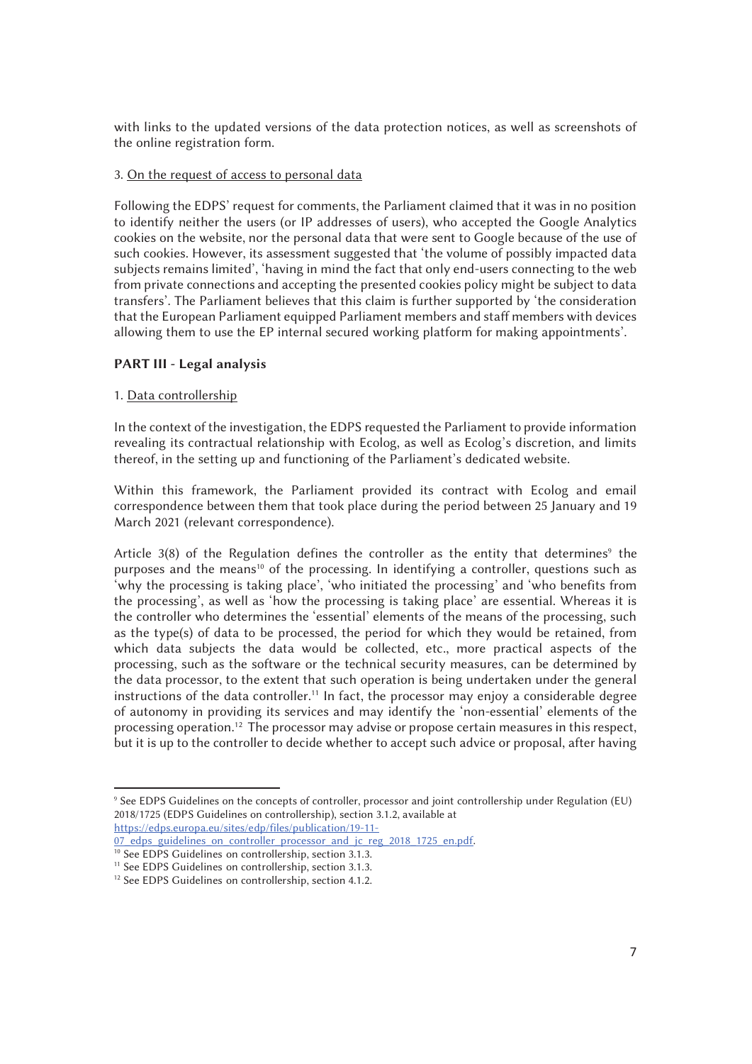with links to the updated versions of the data protection notices, as well as screenshots of the online registration form.

3. On the request of access to personal data

Following the EDPS' request for comments, the Parliament claimed that it was in no position to identify neither the users (or IP addresses of users), who accepted the Google Analytics cookies on the website, nor the personal data that were sent to Google because of the use of such cookies. However, its assessment suggested that 'the volume of possibly impacted data subjects remains limited', 'having in mind the fact that only end-users connecting to the web from private connections and accepting the presented cookies policy might be subject to data transfers'. The Parliament believes that this claim is further supported by 'the consideration that the European Parliament equipped Parliament members and staff members with devices allowing them to use the EP internal secured working platform for making appointments'.

## PART III - Legal analysis

1. Data controllership

In the context of the investigation, the EDPS requested the Parliament to provide information revealing its contractual relationship with Ecolog, as well as Ecolog's discretion, and limits thereof, in the setting up and functioning of the Parliament's dedicated website.

Within this framework, the Parliament provided its contract with Ecolog and email correspondence between them that took place during the period between 25 January and 19 March 2021 (relevant correspondence).

Article 3(8) of the Regulation defines the controller as the entity that determines[9] the purposes and the means[10] of the processing. In identifying a controller, questions such as 'why the processing is taking place', 'who initiated the processing' and 'who benefits from the processing', as well as 'how the processing is taking place' are essential. Whereas it is the controller who determines the 'essential' elements of the means of the processing, such as the type(s) of data to be processed, the period for which they would be retained, from which data subjects the data would be collected, etc., more practical aspects of the processing, such as the software or the technical security measures, can be determined by the data processor, to the extent that such operation is being undertaken under the general instructions of the data controller.[11] In fact, the processor may enjoy a considerable degree of autonomy in providing its services and may identify the 'non-essential' elements of the processing operation.[12] The processor may advise or propose certain measures in this respect, but it is up to the controller to decide whether to accept such advice or proposal, after having

---

[9] See EDPS Guidelines on the concepts of controller, processor and joint controllership under Regulation (EU) 2018/1725 (EDPS Guidelines on controllership), section 3.1.2, available at https://edps.europa.eu/sites/edp/files/publication/19-11-07_edps_guidelines_on_controller_processor_and_jc_reg_2018_1725_en.pdf.

[10] See EDPS Guidelines on controllership, section 3.1.3.

[11] See EDPS Guidelines on controllership, section 3.1.3.

[12] See EDPS Guidelines on controllership, section 4.1.2.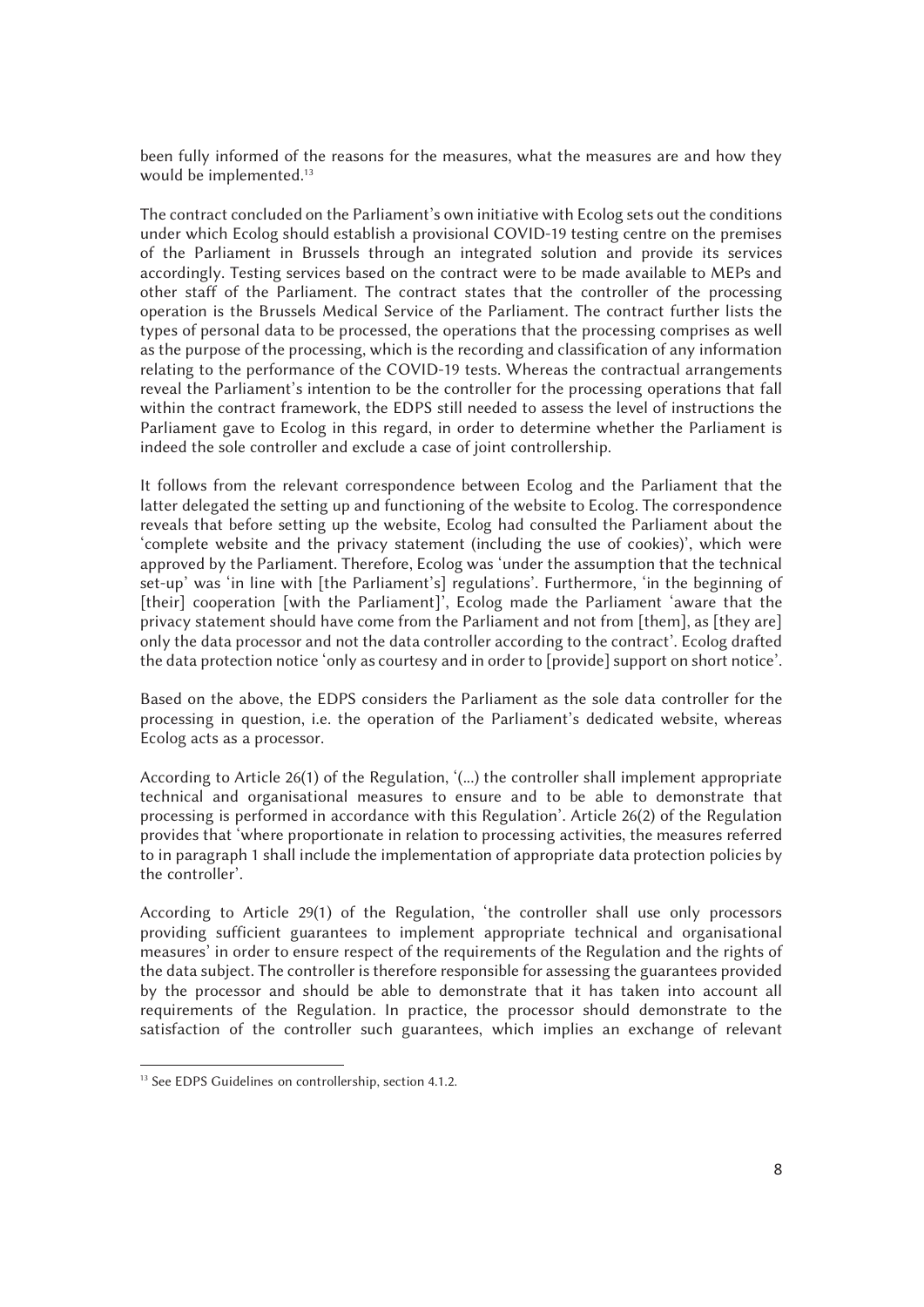been fully informed of the reasons for the measures, what the measures are and how they would be implemented.[13]

The contract concluded on the Parliament's own initiative with Ecolog sets out the conditions under which Ecolog should establish a provisional COVID-19 testing centre on the premises of the Parliament in Brussels through an integrated solution and provide its services accordingly. Testing services based on the contract were to be made available to MEPs and other staff of the Parliament. The contract states that the controller of the processing operation is the Brussels Medical Service of the Parliament. The contract further lists the types of personal data to be processed, the operations that the processing comprises as well as the purpose of the processing, which is the recording and classification of any information relating to the performance of the COVID-19 tests. Whereas the contractual arrangements reveal the Parliament's intention to be the controller for the processing operations that fall within the contract framework, the EDPS still needed to assess the level of instructions the Parliament gave to Ecolog in this regard, in order to determine whether the Parliament is indeed the sole controller and exclude a case of joint controllership.

It follows from the relevant correspondence between Ecolog and the Parliament that the latter delegated the setting up and functioning of the website to Ecolog. The correspondence reveals that before setting up the website, Ecolog had consulted the Parliament about the 'complete website and the privacy statement (including the use of cookies)', which were approved by the Parliament. Therefore, Ecolog was 'under the assumption that the technical set-up' was 'in line with [the Parliament's] regulations'. Furthermore, 'in the beginning of [their] cooperation [with the Parliament]', Ecolog made the Parliament 'aware that the privacy statement should have come from the Parliament and not from [them], as [they are] only the data processor and not the data controller according to the contract'. Ecolog drafted the data protection notice 'only as courtesy and in order to [provide] support on short notice'.

Based on the above, the EDPS considers the Parliament as the sole data controller for the processing in question, i.e. the operation of the Parliament's dedicated website, whereas Ecolog acts as a processor.

According to Article 26(1) of the Regulation, '(...) the controller shall implement appropriate technical and organisational measures to ensure and to be able to demonstrate that processing is performed in accordance with this Regulation'. Article 26(2) of the Regulation provides that 'where proportionate in relation to processing activities, the measures referred to in paragraph 1 shall include the implementation of appropriate data protection policies by the controller'.

According to Article 29(1) of the Regulation, 'the controller shall use only processors providing sufficient guarantees to implement appropriate technical and organisational measures' in order to ensure respect of the requirements of the Regulation and the rights of the data subject. The controller is therefore responsible for assessing the guarantees provided by the processor and should be able to demonstrate that it has taken into account all requirements of the Regulation. In practice, the processor should demonstrate to the satisfaction of the controller such guarantees, which implies an exchange of relevant

[13] See EDPS Guidelines on controllership, section 4.1.2.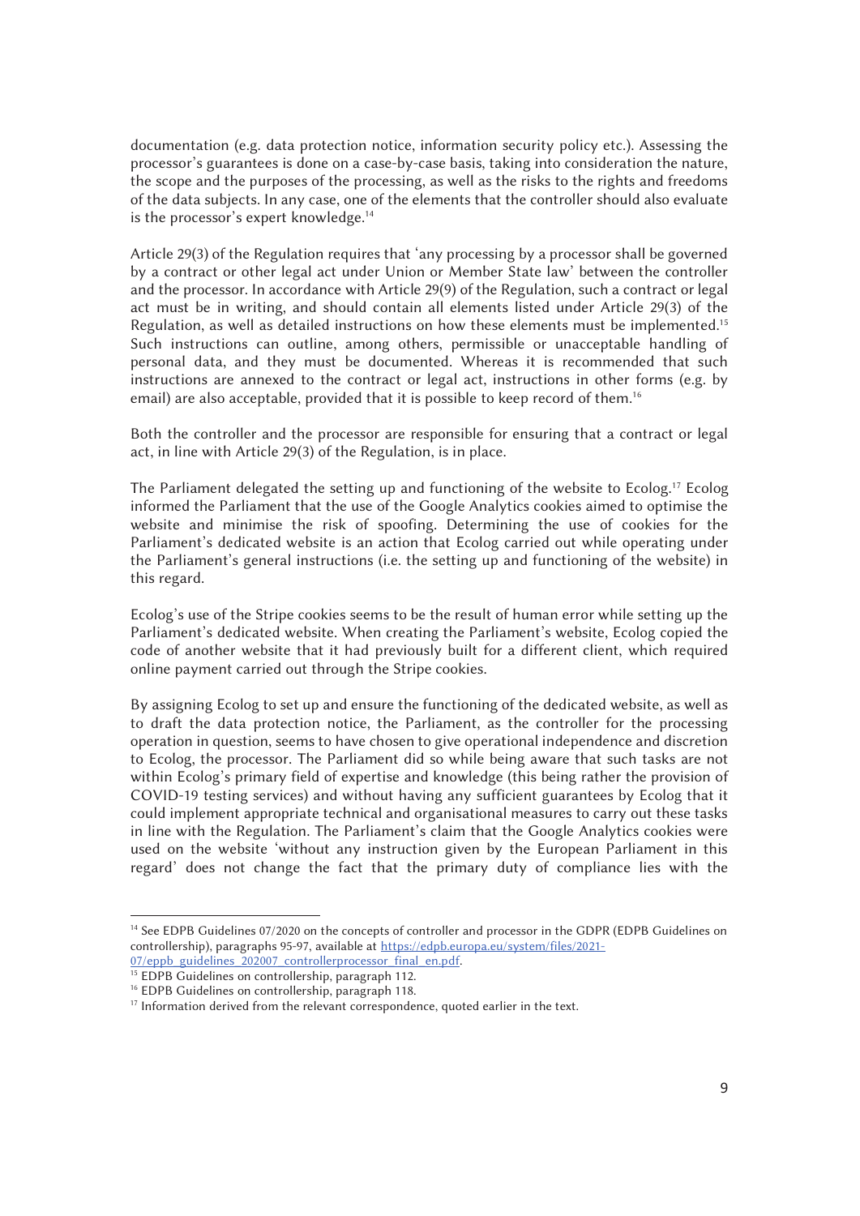documentation (e.g. data protection notice, information security policy etc.). Assessing the processor's guarantees is done on a case-by-case basis, taking into consideration the nature, the scope and the purposes of the processing, as well as the risks to the rights and freedoms of the data subjects. In any case, one of the elements that the controller should also evaluate is the processor's expert knowledge.[14]

Article 29(3) of the Regulation requires that 'any processing by a processor shall be governed by a contract or other legal act under Union or Member State law' between the controller and the processor. In accordance with Article 29(9) of the Regulation, such a contract or legal act must be in writing, and should contain all elements listed under Article 29(3) of the Regulation, as well as detailed instructions on how these elements must be implemented.[15] Such instructions can outline, among others, permissible or unacceptable handling of personal data, and they must be documented. Whereas it is recommended that such instructions are annexed to the contract or legal act, instructions in other forms (e.g. by email) are also acceptable, provided that it is possible to keep record of them.[16]

Both the controller and the processor are responsible for ensuring that a contract or legal act, in line with Article 29(3) of the Regulation, is in place.

The Parliament delegated the setting up and functioning of the website to Ecolog.[17] Ecolog informed the Parliament that the use of the Google Analytics cookies aimed to optimise the website and minimise the risk of spoofing. Determining the use of cookies for the Parliament's dedicated website is an action that Ecolog carried out while operating under the Parliament's general instructions (i.e. the setting up and functioning of the website) in this regard.

Ecolog's use of the Stripe cookies seems to be the result of human error while setting up the Parliament's dedicated website. When creating the Parliament's website, Ecolog copied the code of another website that it had previously built for a different client, which required online payment carried out through the Stripe cookies.

By assigning Ecolog to set up and ensure the functioning of the dedicated website, as well as to draft the data protection notice, the Parliament, as the controller for the processing operation in question, seems to have chosen to give operational independence and discretion to Ecolog, the processor. The Parliament did so while being aware that such tasks are not within Ecolog's primary field of expertise and knowledge (this being rather the provision of COVID-19 testing services) and without having any sufficient guarantees by Ecolog that it could implement appropriate technical and organisational measures to carry out these tasks in line with the Regulation. The Parliament's claim that the Google Analytics cookies were used on the website 'without any instruction given by the European Parliament in this regard' does not change the fact that the primary duty of compliance lies with the

---

[14] See EDPB Guidelines 07/2020 on the concepts of controller and processor in the GDPR (EDPB Guidelines on controllership), paragraphs 95-97, available at https://edpb.europa.eu/system/files/2021-07/eppb_guidelines_202007_controllerprocessor_final_en.pdf.

[15] EDPB Guidelines on controllership, paragraph 112.

[16] EDPB Guidelines on controllership, paragraph 118.

[17] Information derived from the relevant correspondence, quoted earlier in the text.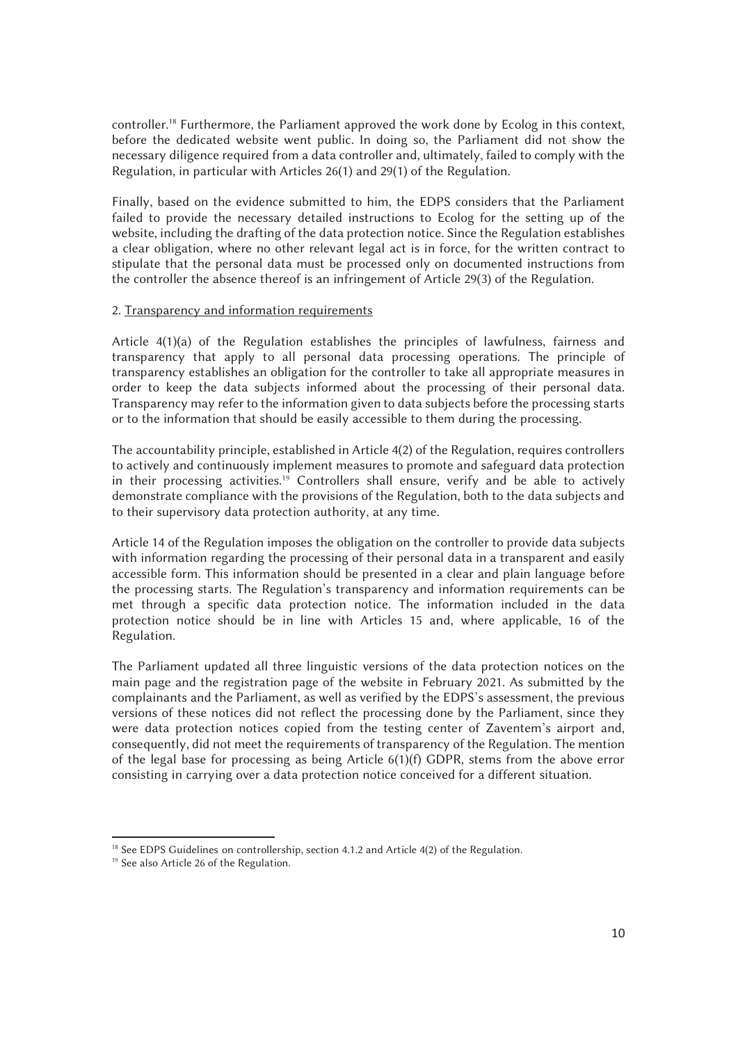controller.[18] Furthermore, the Parliament approved the work done by Ecolog in this context, before the dedicated website went public. In doing so, the Parliament did not show the necessary diligence required from a data controller and, ultimately, failed to comply with the Regulation, in particular with Articles 26(1) and 29(1) of the Regulation.

Finally, based on the evidence submitted to him, the EDPS considers that the Parliament failed to provide the necessary detailed instructions to Ecolog for the setting up of the website, including the drafting of the data protection notice. Since the Regulation establishes a clear obligation, where no other relevant legal act is in force, for the written contract to stipulate that the personal data must be processed only on documented instructions from the controller the absence thereof is an infringement of Article 29(3) of the Regulation.

2. Transparency and information requirements

Article 4(1)(a) of the Regulation establishes the principles of lawfulness, fairness and transparency that apply to all personal data processing operations. The principle of transparency establishes an obligation for the controller to take all appropriate measures in order to keep the data subjects informed about the processing of their personal data. Transparency may refer to the information given to data subjects before the processing starts or to the information that should be easily accessible to them during the processing.

The accountability principle, established in Article 4(2) of the Regulation, requires controllers to actively and continuously implement measures to promote and safeguard data protection in their processing activities.[19] Controllers shall ensure, verify and be able to actively demonstrate compliance with the provisions of the Regulation, both to the data subjects and to their supervisory data protection authority, at any time.

Article 14 of the Regulation imposes the obligation on the controller to provide data subjects with information regarding the processing of their personal data in a transparent and easily accessible form. This information should be presented in a clear and plain language before the processing starts. The Regulation's transparency and information requirements can be met through a specific data protection notice. The information included in the data protection notice should be in line with Articles 15 and, where applicable, 16 of the Regulation.

The Parliament updated all three linguistic versions of the data protection notices on the main page and the registration page of the website in February 2021. As submitted by the complainants and the Parliament, as well as verified by the EDPS's assessment, the previous versions of these notices did not reflect the processing done by the Parliament, since they were data protection notices copied from the testing center of Zaventem's airport and, consequently, did not meet the requirements of transparency of the Regulation. The mention of the legal base for processing as being Article 6(1)(f) GDPR, stems from the above error consisting in carrying over a data protection notice conceived for a different situation.

---

[18] See EDPS Guidelines on controllership, section 4.1.2 and Article 4(2) of the Regulation.

[19] See also Article 26 of the Regulation.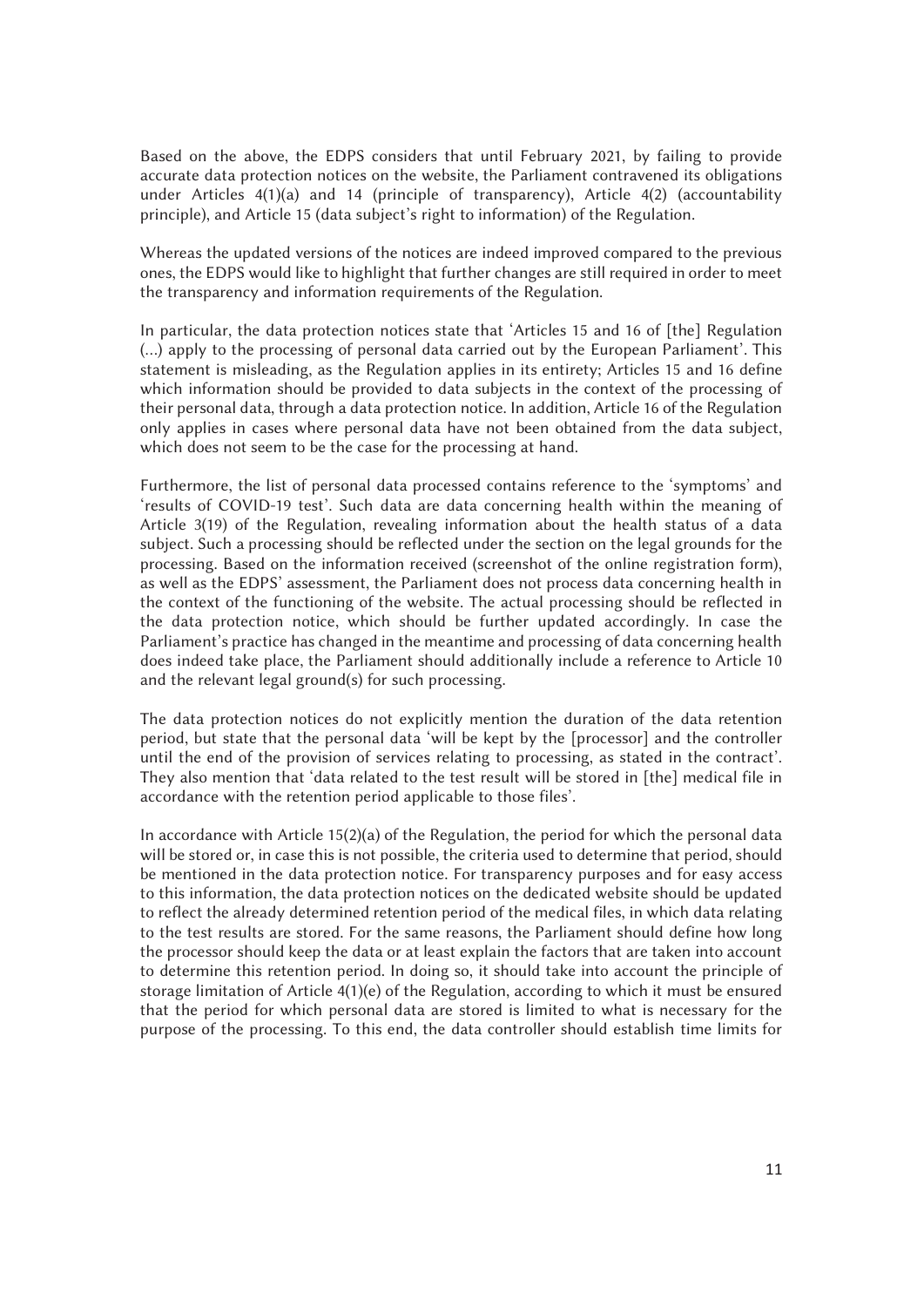Based on the above, the EDPS considers that until February 2021, by failing to provide accurate data protection notices on the website, the Parliament contravened its obligations under Articles 4(1)(a) and 14 (principle of transparency), Article 4(2) (accountability principle), and Article 15 (data subject's right to information) of the Regulation.

Whereas the updated versions of the notices are indeed improved compared to the previous ones, the EDPS would like to highlight that further changes are still required in order to meet the transparency and information requirements of the Regulation.

In particular, the data protection notices state that 'Articles 15 and 16 of [the] Regulation (...) apply to the processing of personal data carried out by the European Parliament'. This statement is misleading, as the Regulation applies in its entirety; Articles 15 and 16 define which information should be provided to data subjects in the context of the processing of their personal data, through a data protection notice. In addition, Article 16 of the Regulation only applies in cases where personal data have not been obtained from the data subject, which does not seem to be the case for the processing at hand.

Furthermore, the list of personal data processed contains reference to the 'symptoms' and 'results of COVID-19 test'. Such data are data concerning health within the meaning of Article 3(19) of the Regulation, revealing information about the health status of a data subject. Such a processing should be reflected under the section on the legal grounds for the processing. Based on the information received (screenshot of the online registration form), as well as the EDPS' assessment, the Parliament does not process data concerning health in the context of the functioning of the website. The actual processing should be reflected in the data protection notice, which should be further updated accordingly. In case the Parliament's practice has changed in the meantime and processing of data concerning health does indeed take place, the Parliament should additionally include a reference to Article 10 and the relevant legal ground(s) for such processing.

The data protection notices do not explicitly mention the duration of the data retention period, but state that the personal data 'will be kept by the [processor] and the controller until the end of the provision of services relating to processing, as stated in the contract'. They also mention that 'data related to the test result will be stored in [the] medical file in accordance with the retention period applicable to those files'.

In accordance with Article 15(2)(a) of the Regulation, the period for which the personal data will be stored or, in case this is not possible, the criteria used to determine that period, should be mentioned in the data protection notice. For transparency purposes and for easy access to this information, the data protection notices on the dedicated website should be updated to reflect the already determined retention period of the medical files, in which data relating to the test results are stored. For the same reasons, the Parliament should define how long the processor should keep the data or at least explain the factors that are taken into account to determine this retention period. In doing so, it should take into account the principle of storage limitation of Article 4(1)(e) of the Regulation, according to which it must be ensured that the period for which personal data are stored is limited to what is necessary for the purpose of the processing. To this end, the data controller should establish time limits for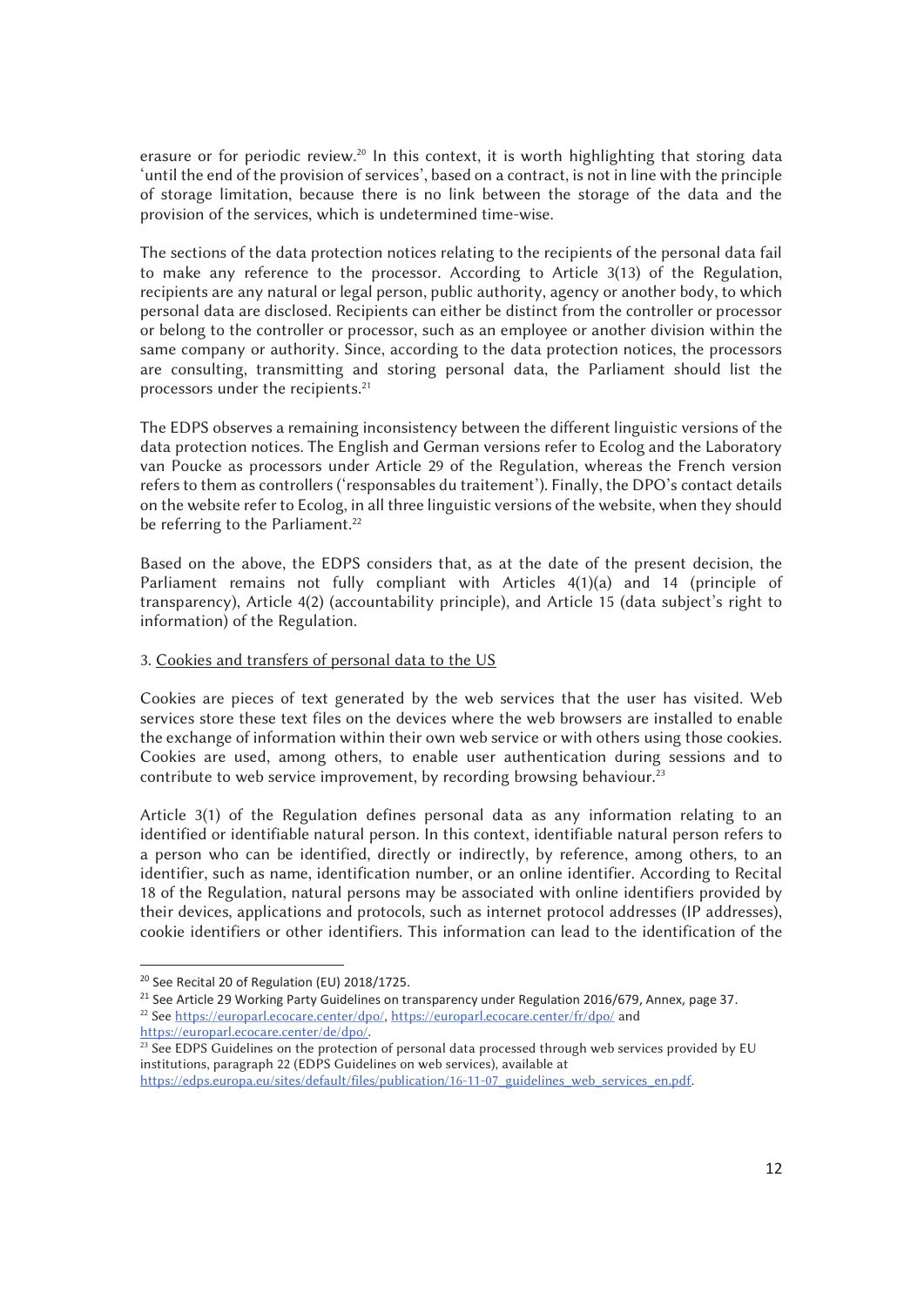erasure or for periodic review.[20] In this context, it is worth highlighting that storing data 'until the end of the provision of services', based on a contract, is not in line with the principle of storage limitation, because there is no link between the storage of the data and the provision of the services, which is undetermined time-wise.

The sections of the data protection notices relating to the recipients of the personal data fail to make any reference to the processor. According to Article 3(13) of the Regulation, recipients are any natural or legal person, public authority, agency or another body, to which personal data are disclosed. Recipients can either be distinct from the controller or processor or belong to the controller or processor, such as an employee or another division within the same company or authority. Since, according to the data protection notices, the processors are consulting, transmitting and storing personal data, the Parliament should list the processors under the recipients.[21]

The EDPS observes a remaining inconsistency between the different linguistic versions of the data protection notices. The English and German versions refer to Ecolog and the Laboratory van Poucke as processors under Article 29 of the Regulation, whereas the French version refers to them as controllers ('responsables du traitement'). Finally, the DPO's contact details on the website refer to Ecolog, in all three linguistic versions of the website, when they should be referring to the Parliament.[22]

Based on the above, the EDPS considers that, as at the date of the present decision, the Parliament remains not fully compliant with Articles 4(1)(a) and 14 (principle of transparency), Article 4(2) (accountability principle), and Article 15 (data subject's right to information) of the Regulation.

3. Cookies and transfers of personal data to the US

Cookies are pieces of text generated by the web services that the user has visited. Web services store these text files on the devices where the web browsers are installed to enable the exchange of information within their own web service or with others using those cookies. Cookies are used, among others, to enable user authentication during sessions and to contribute to web service improvement, by recording browsing behaviour.[23]

Article 3(1) of the Regulation defines personal data as any information relating to an identified or identifiable natural person. In this context, identifiable natural person refers to a person who can be identified, directly or indirectly, by reference, among others, to an identifier, such as name, identification number, or an online identifier. According to Recital 18 of the Regulation, natural persons may be associated with online identifiers provided by their devices, applications and protocols, such as internet protocol addresses (IP addresses), cookie identifiers or other identifiers. This information can lead to the identification of the

---

[20] See Recital 20 of Regulation (EU) 2018/1725.

[21] See Article 29 Working Party Guidelines on transparency under Regulation 2016/679, Annex, page 37.

[22] See https://europarl.ecocare.center/dpo/, https://europarl.ecocare.center/fr/dpo/ and https://europarl.ecocare.center/de/dpo/.

[23] See EDPS Guidelines on the protection of personal data processed through web services provided by EU institutions, paragraph 22 (EDPS Guidelines on web services), available at https://edps.europa.eu/sites/default/files/publication/16-11-07_guidelines_web_services_en.pdf.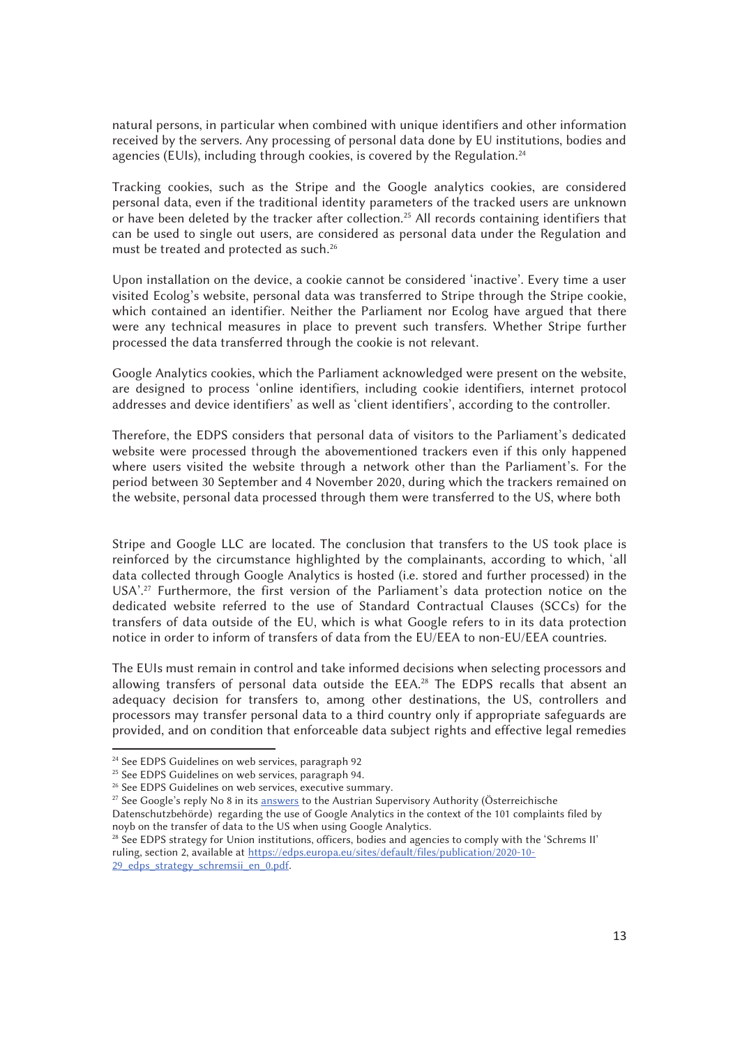natural persons, in particular when combined with unique identifiers and other information received by the servers. Any processing of personal data done by EU institutions, bodies and agencies (EUIs), including through cookies, is covered by the Regulation.[24]

Tracking cookies, such as the Stripe and the Google analytics cookies, are considered personal data, even if the traditional identity parameters of the tracked users are unknown or have been deleted by the tracker after collection.[25] All records containing identifiers that can be used to single out users, are considered as personal data under the Regulation and must be treated and protected as such.[26]

Upon installation on the device, a cookie cannot be considered 'inactive'. Every time a user visited Ecolog's website, personal data was transferred to Stripe through the Stripe cookie, which contained an identifier. Neither the Parliament nor Ecolog have argued that there were any technical measures in place to prevent such transfers. Whether Stripe further processed the data transferred through the cookie is not relevant.

Google Analytics cookies, which the Parliament acknowledged were present on the website, are designed to process 'online identifiers, including cookie identifiers, internet protocol addresses and device identifiers' as well as 'client identifiers', according to the controller.

Therefore, the EDPS considers that personal data of visitors to the Parliament's dedicated website were processed through the abovementioned trackers even if this only happened where users visited the website through a network other than the Parliament's. For the period between 30 September and 4 November 2020, during which the trackers remained on the website, personal data processed through them were transferred to the US, where both Stripe and Google LLC are located. The conclusion that transfers to the US took place is reinforced by the circumstance highlighted by the complainants, according to which, 'all data collected through Google Analytics is hosted (i.e. stored and further processed) in the USA'.[27] Furthermore, the first version of the Parliament's data protection notice on the dedicated website referred to the use of Standard Contractual Clauses (SCCs) for the transfers of data outside of the EU, which is what Google refers to in its data protection notice in order to inform of transfers of data from the EU/EEA to non-EU/EEA countries.

The EUIs must remain in control and take informed decisions when selecting processors and allowing transfers of personal data outside the EEA.[28] The EDPS recalls that absent an adequacy decision for transfers to, among other destinations, the US, controllers and processors may transfer personal data to a third country only if appropriate safeguards are provided, and on condition that enforceable data subject rights and effective legal remedies

---

[24] See EDPS Guidelines on web services, paragraph 92

[25] See EDPS Guidelines on web services, paragraph 94.

[26] See EDPS Guidelines on web services, executive summary.

[27] See Google's reply No 8 in its answers to the Austrian Supervisory Authority (Österreichische Datenschutzbehörde) regarding the use of Google Analytics in the context of the 101 complaints filed by noyb on the transfer of data to the US when using Google Analytics.

[28] See EDPS strategy for Union institutions, officers, bodies and agencies to comply with the 'Schrems II' ruling, section 2, available at https://edps.europa.eu/sites/default/files/publication/2020-10-29_edps_strategy_schremsii_en_0.pdf.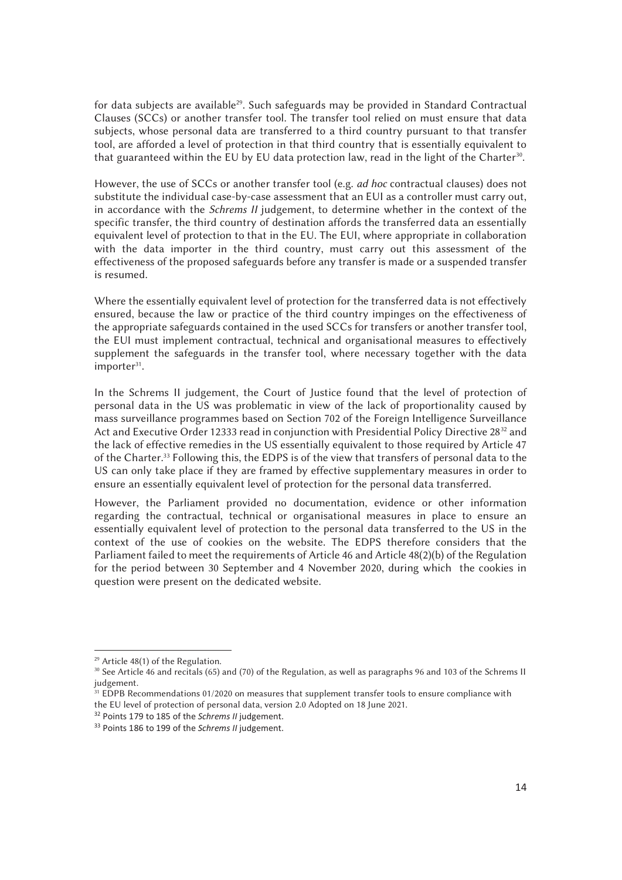for data subjects are available[29]. Such safeguards may be provided in Standard Contractual Clauses (SCCs) or another transfer tool. The transfer tool relied on must ensure that data subjects, whose personal data are transferred to a third country pursuant to that transfer tool, are afforded a level of protection in that third country that is essentially equivalent to that guaranteed within the EU by EU data protection law, read in the light of the Charter[30].

However, the use of SCCs or another transfer tool (e.g. *ad hoc* contractual clauses) does not substitute the individual case-by-case assessment that an EUI as a controller must carry out, in accordance with the *Schrems II* judgement, to determine whether in the context of the specific transfer, the third country of destination affords the transferred data an essentially equivalent level of protection to that in the EU. The EUI, where appropriate in collaboration with the data importer in the third country, must carry out this assessment of the effectiveness of the proposed safeguards before any transfer is made or a suspended transfer is resumed.

Where the essentially equivalent level of protection for the transferred data is not effectively ensured, because the law or practice of the third country impinges on the effectiveness of the appropriate safeguards contained in the used SCCs for transfers or another transfer tool, the EUI must implement contractual, technical and organisational measures to effectively supplement the safeguards in the transfer tool, where necessary together with the data importer[31].

In the Schrems II judgement, the Court of Justice found that the level of protection of personal data in the US was problematic in view of the lack of proportionality caused by mass surveillance programmes based on Section 702 of the Foreign Intelligence Surveillance Act and Executive Order 12333 read in conjunction with Presidential Policy Directive 28[32] and the lack of effective remedies in the US essentially equivalent to those required by Article 47 of the Charter.[33] Following this, the EDPS is of the view that transfers of personal data to the US can only take place if they are framed by effective supplementary measures in order to ensure an essentially equivalent level of protection for the personal data transferred.

However, the Parliament provided no documentation, evidence or other information regarding the contractual, technical or organisational measures in place to ensure an essentially equivalent level of protection to the personal data transferred to the US in the context of the use of cookies on the website. The EDPS therefore considers that the Parliament failed to meet the requirements of Article 46 and Article 48(2)(b) of the Regulation for the period between 30 September and 4 November 2020, during which the cookies in question were present on the dedicated website.

---

[29] Article 48(1) of the Regulation.

[30] See Article 46 and recitals (65) and (70) of the Regulation, as well as paragraphs 96 and 103 of the Schrems II judgement.

[31] EDPB Recommendations 01/2020 on measures that supplement transfer tools to ensure compliance with the EU level of protection of personal data, version 2.0 Adopted on 18 June 2021.

[32] Points 179 to 185 of the *Schrems II* judgement.

[33] Points 186 to 199 of the *Schrems II* judgement.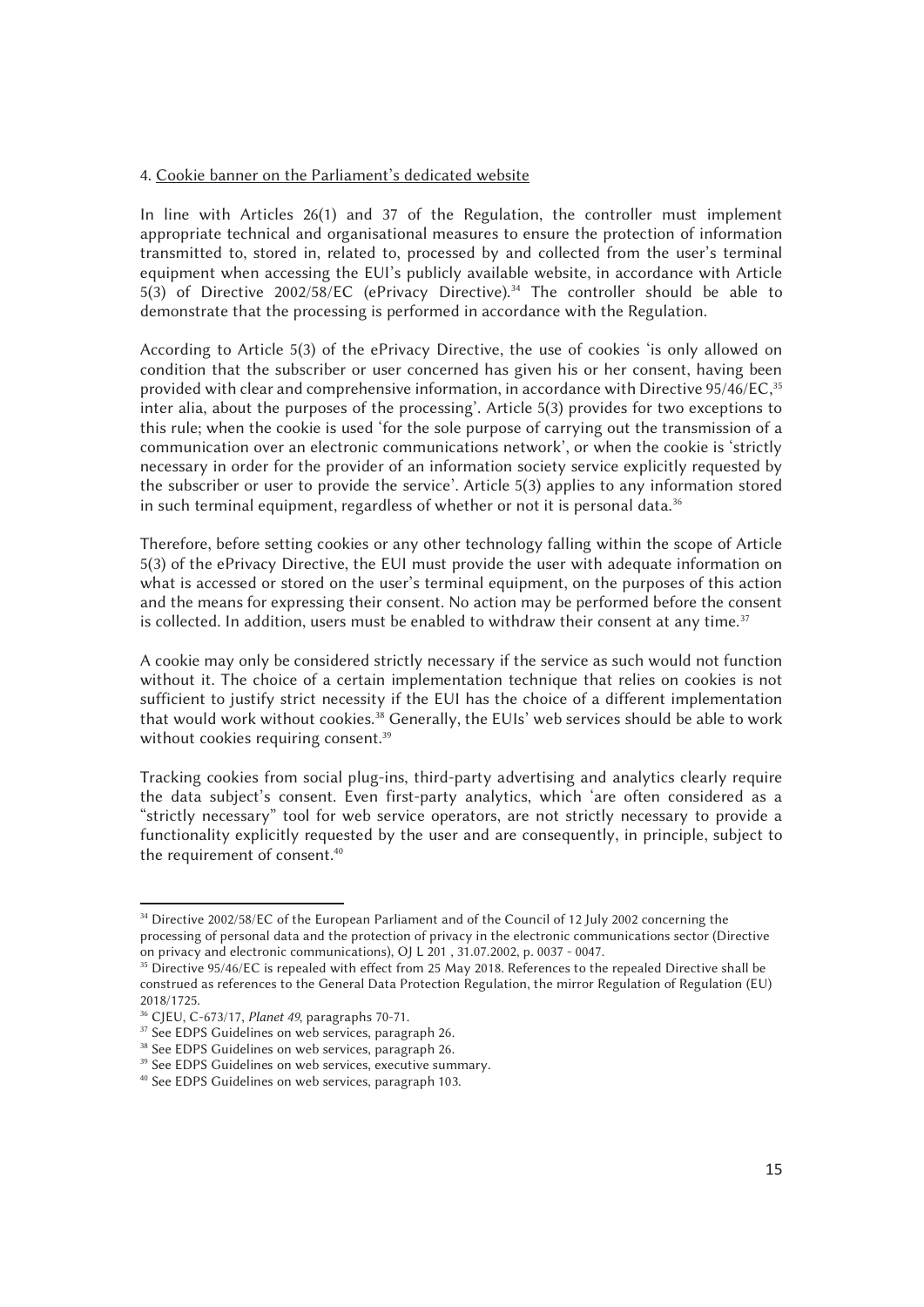4. Cookie banner on the Parliament's dedicated website

In line with Articles 26(1) and 37 of the Regulation, the controller must implement appropriate technical and organisational measures to ensure the protection of information transmitted to, stored in, related to, processed by and collected from the user's terminal equipment when accessing the EUI's publicly available website, in accordance with Article 5(3) of Directive 2002/58/EC (ePrivacy Directive).[34] The controller should be able to demonstrate that the processing is performed in accordance with the Regulation.

According to Article 5(3) of the ePrivacy Directive, the use of cookies 'is only allowed on condition that the subscriber or user concerned has given his or her consent, having been provided with clear and comprehensive information, in accordance with Directive 95/46/EC,[35] inter alia, about the purposes of the processing'. Article 5(3) provides for two exceptions to this rule; when the cookie is used 'for the sole purpose of carrying out the transmission of a communication over an electronic communications network', or when the cookie is 'strictly necessary in order for the provider of an information society service explicitly requested by the subscriber or user to provide the service'. Article 5(3) applies to any information stored in such terminal equipment, regardless of whether or not it is personal data.[36]

Therefore, before setting cookies or any other technology falling within the scope of Article 5(3) of the ePrivacy Directive, the EUI must provide the user with adequate information on what is accessed or stored on the user's terminal equipment, on the purposes of this action and the means for expressing their consent. No action may be performed before the consent is collected. In addition, users must be enabled to withdraw their consent at any time.[37]

A cookie may only be considered strictly necessary if the service as such would not function without it. The choice of a certain implementation technique that relies on cookies is not sufficient to justify strict necessity if the EUI has the choice of a different implementation that would work without cookies.[38] Generally, the EUIs' web services should be able to work without cookies requiring consent.[39]

Tracking cookies from social plug-ins, third-party advertising and analytics clearly require the data subject's consent. Even first-party analytics, which 'are often considered as a "strictly necessary" tool for web service operators, are not strictly necessary to provide a functionality explicitly requested by the user and are consequently, in principle, subject to the requirement of consent.[40]

---

[34] Directive 2002/58/EC of the European Parliament and of the Council of 12 July 2002 concerning the processing of personal data and the protection of privacy in the electronic communications sector (Directive on privacy and electronic communications), OJ L 201 , 31.07.2002, p. 0037 - 0047.

[35] Directive 95/46/EC is repealed with effect from 25 May 2018. References to the repealed Directive shall be construed as references to the General Data Protection Regulation, the mirror Regulation of Regulation (EU) 2018/1725.

[36] CJEU, C-673/17, *Planet 49*, paragraphs 70-71.

[37] See EDPS Guidelines on web services, paragraph 26.

[38] See EDPS Guidelines on web services, paragraph 26.

[39] See EDPS Guidelines on web services, executive summary.

[40] See EDPS Guidelines on web services, paragraph 103.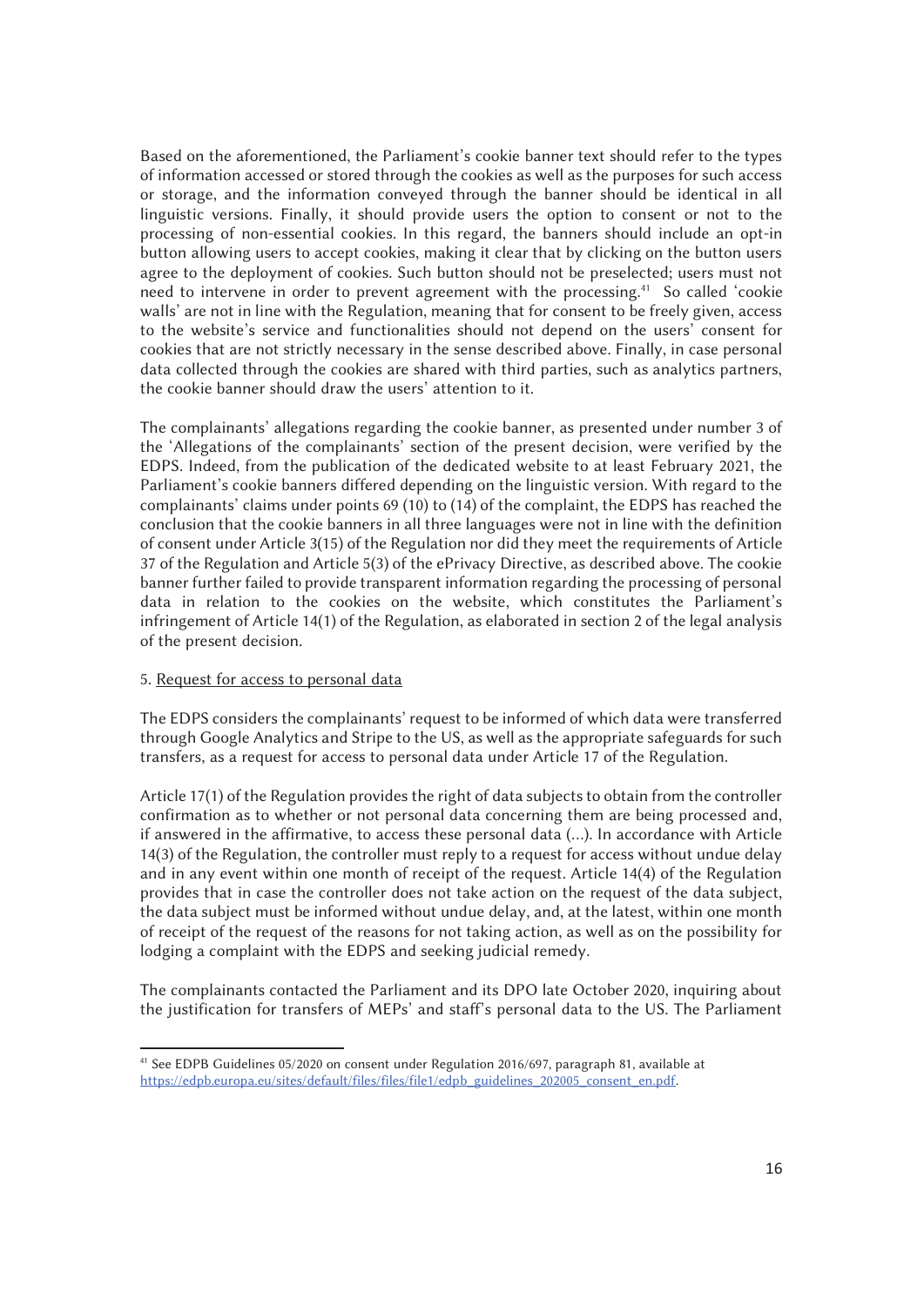Based on the aforementioned, the Parliament's cookie banner text should refer to the types of information accessed or stored through the cookies as well as the purposes for such access or storage, and the information conveyed through the banner should be identical in all linguistic versions. Finally, it should provide users the option to consent or not to the processing of non-essential cookies. In this regard, the banners should include an opt-in button allowing users to accept cookies, making it clear that by clicking on the button users agree to the deployment of cookies. Such button should not be preselected; users must not need to intervene in order to prevent agreement with the processing.[41] So called 'cookie walls' are not in line with the Regulation, meaning that for consent to be freely given, access to the website's service and functionalities should not depend on the users' consent for cookies that are not strictly necessary in the sense described above. Finally, in case personal data collected through the cookies are shared with third parties, such as analytics partners, the cookie banner should draw the users' attention to it.

The complainants' allegations regarding the cookie banner, as presented under number 3 of the 'Allegations of the complainants' section of the present decision, were verified by the EDPS. Indeed, from the publication of the dedicated website to at least February 2021, the Parliament's cookie banners differed depending on the linguistic version. With regard to the complainants' claims under points 69 (10) to (14) of the complaint, the EDPS has reached the conclusion that the cookie banners in all three languages were not in line with the definition of consent under Article 3(15) of the Regulation nor did they meet the requirements of Article 37 of the Regulation and Article 5(3) of the ePrivacy Directive, as described above. The cookie banner further failed to provide transparent information regarding the processing of personal data in relation to the cookies on the website, which constitutes the Parliament's infringement of Article 14(1) of the Regulation, as elaborated in section 2 of the legal analysis of the present decision.

5. Request for access to personal data

The EDPS considers the complainants' request to be informed of which data were transferred through Google Analytics and Stripe to the US, as well as the appropriate safeguards for such transfers, as a request for access to personal data under Article 17 of the Regulation.

Article 17(1) of the Regulation provides the right of data subjects to obtain from the controller confirmation as to whether or not personal data concerning them are being processed and, if answered in the affirmative, to access these personal data (...). In accordance with Article 14(3) of the Regulation, the controller must reply to a request for access without undue delay and in any event within one month of receipt of the request. Article 14(4) of the Regulation provides that in case the controller does not take action on the request of the data subject, the data subject must be informed without undue delay, and, at the latest, within one month of receipt of the request of the reasons for not taking action, as well as on the possibility for lodging a complaint with the EDPS and seeking judicial remedy.

The complainants contacted the Parliament and its DPO late October 2020, inquiring about the justification for transfers of MEPs' and staff's personal data to the US. The Parliament

[41] See EDPB Guidelines 05/2020 on consent under Regulation 2016/697, paragraph 81, available at https://edpb.europa.eu/sites/default/files/files/file1/edpb_guidelines_202005_consent_en.pdf.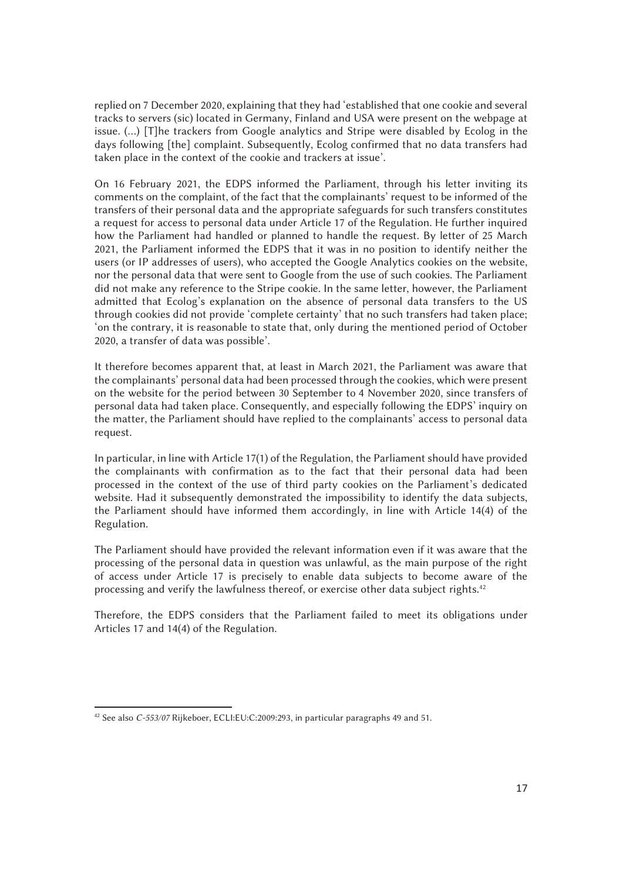replied on 7 December 2020, explaining that they had 'established that one cookie and several tracks to servers (sic) located in Germany, Finland and USA were present on the webpage at issue. (...) [T]he trackers from Google analytics and Stripe were disabled by Ecolog in the days following [the] complaint. Subsequently, Ecolog confirmed that no data transfers had taken place in the context of the cookie and trackers at issue'.

On 16 February 2021, the EDPS informed the Parliament, through his letter inviting its comments on the complaint, of the fact that the complainants' request to be informed of the transfers of their personal data and the appropriate safeguards for such transfers constitutes a request for access to personal data under Article 17 of the Regulation. He further inquired how the Parliament had handled or planned to handle the request. By letter of 25 March 2021, the Parliament informed the EDPS that it was in no position to identify neither the users (or IP addresses of users), who accepted the Google Analytics cookies on the website, nor the personal data that were sent to Google from the use of such cookies. The Parliament did not make any reference to the Stripe cookie. In the same letter, however, the Parliament admitted that Ecolog's explanation on the absence of personal data transfers to the US through cookies did not provide 'complete certainty' that no such transfers had taken place; 'on the contrary, it is reasonable to state that, only during the mentioned period of October 2020, a transfer of data was possible'.

It therefore becomes apparent that, at least in March 2021, the Parliament was aware that the complainants' personal data had been processed through the cookies, which were present on the website for the period between 30 September to 4 November 2020, since transfers of personal data had taken place. Consequently, and especially following the EDPS' inquiry on the matter, the Parliament should have replied to the complainants' access to personal data request.

In particular, in line with Article 17(1) of the Regulation, the Parliament should have provided the complainants with confirmation as to the fact that their personal data had been processed in the context of the use of third party cookies on the Parliament's dedicated website. Had it subsequently demonstrated the impossibility to identify the data subjects, the Parliament should have informed them accordingly, in line with Article 14(4) of the Regulation.

The Parliament should have provided the relevant information even if it was aware that the processing of the personal data in question was unlawful, as the main purpose of the right of access under Article 17 is precisely to enable data subjects to become aware of the processing and verify the lawfulness thereof, or exercise other data subject rights.[42]

Therefore, the EDPS considers that the Parliament failed to meet its obligations under Articles 17 and 14(4) of the Regulation.

---

[42] See also *C-553/07* Rijkeboer, ECLI:EU:C:2009:293, in particular paragraphs 49 and 51.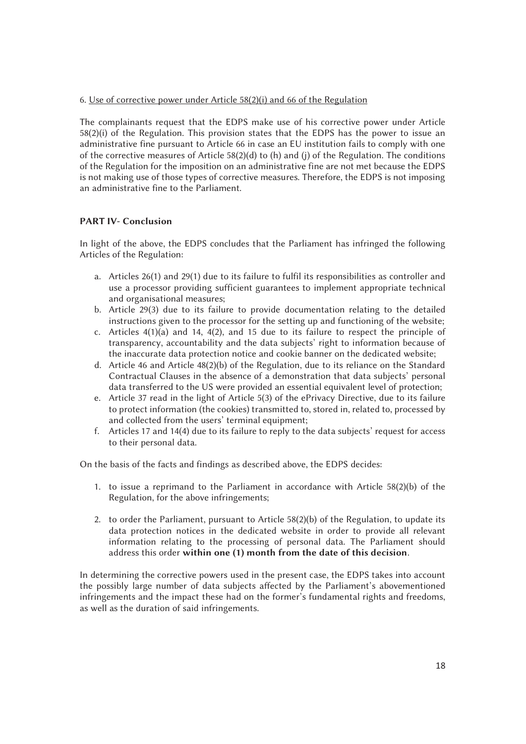6. Use of corrective power under Article 58(2)(i) and 66 of the Regulation

The complainants request that the EDPS make use of his corrective power under Article 58(2)(i) of the Regulation. This provision states that the EDPS has the power to issue an administrative fine pursuant to Article 66 in case an EU institution fails to comply with one of the corrective measures of Article 58(2)(d) to (h) and (j) of the Regulation. The conditions of the Regulation for the imposition on an administrative fine are not met because the EDPS is not making use of those types of corrective measures. Therefore, the EDPS is not imposing an administrative fine to the Parliament.

## PART IV- Conclusion

In light of the above, the EDPS concludes that the Parliament has infringed the following Articles of the Regulation:

a. Articles 26(1) and 29(1) due to its failure to fulfil its responsibilities as controller and use a processor providing sufficient guarantees to implement appropriate technical and organisational measures;
b. Article 29(3) due to its failure to provide documentation relating to the detailed instructions given to the processor for the setting up and functioning of the website;
c. Articles 4(1)(a) and 14, 4(2), and 15 due to its failure to respect the principle of transparency, accountability and the data subjects' right to information because of the inaccurate data protection notice and cookie banner on the dedicated website;
d. Article 46 and Article 48(2)(b) of the Regulation, due to its reliance on the Standard Contractual Clauses in the absence of a demonstration that data subjects' personal data transferred to the US were provided an essential equivalent level of protection;
e. Article 37 read in the light of Article 5(3) of the ePrivacy Directive, due to its failure to protect information (the cookies) transmitted to, stored in, related to, processed by and collected from the users' terminal equipment;
f. Articles 17 and 14(4) due to its failure to reply to the data subjects' request for access to their personal data.

On the basis of the facts and findings as described above, the EDPS decides:

1. to issue a reprimand to the Parliament in accordance with Article 58(2)(b) of the Regulation, for the above infringements;

2. to order the Parliament, pursuant to Article 58(2)(b) of the Regulation, to update its data protection notices in the dedicated website in order to provide all relevant information relating to the processing of personal data. The Parliament should address this order **within one (1) month from the date of this decision**.

In determining the corrective powers used in the present case, the EDPS takes into account the possibly large number of data subjects affected by the Parliament's abovementioned infringements and the impact these had on the former's fundamental rights and freedoms, as well as the duration of said infringements.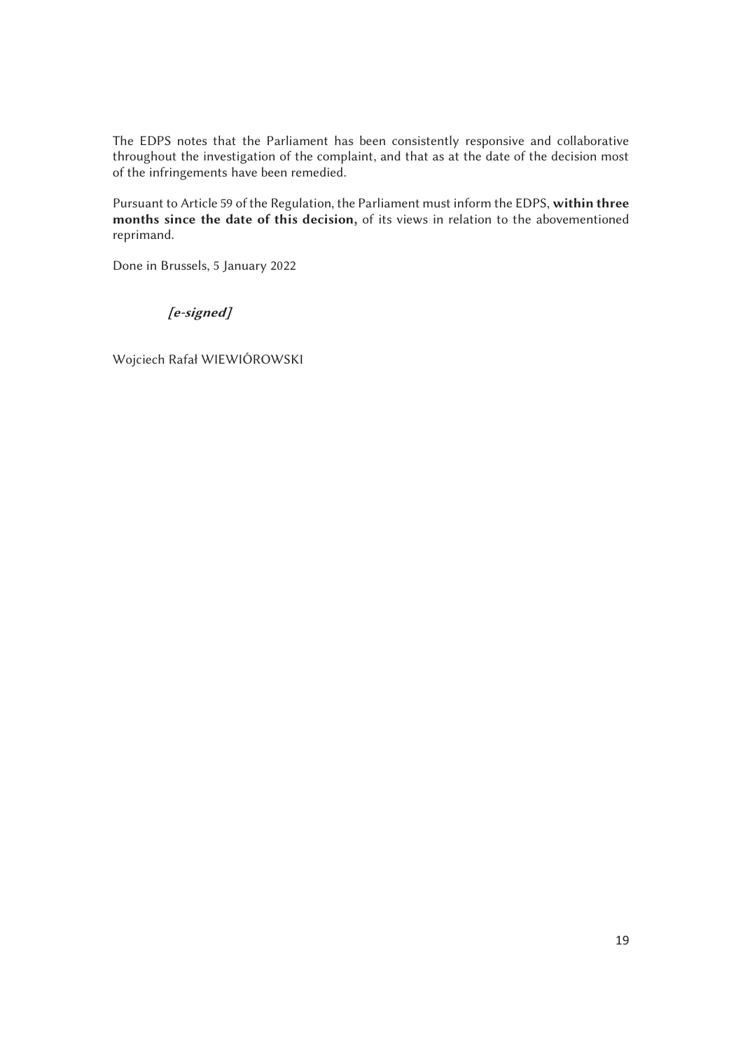The EDPS notes that the Parliament has been consistently responsive and collaborative throughout the investigation of the complaint, and that as at the date of the decision most of the infringements have been remedied.

Pursuant to Article 59 of the Regulation, the Parliament must inform the EDPS, **within three months since the date of this decision,** of its views in relation to the abovementioned reprimand.

Done in Brussels, 5 January 2022

***[e-signed]***

Wojciech Rafał WIEWIÓROWSKI